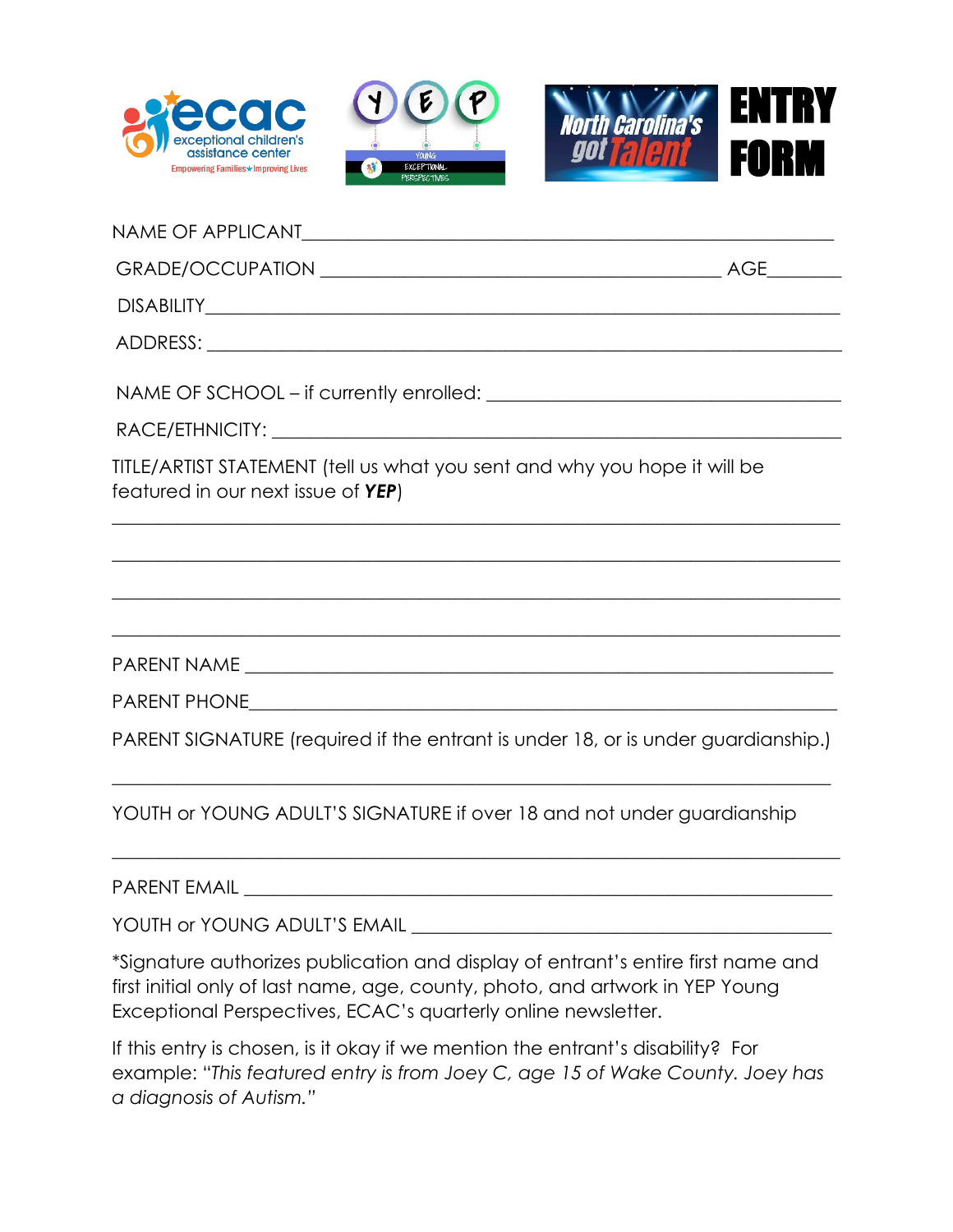# ENTRY FORM

North Carolina's got Talent

NAME OF APPLICANT________________________________________________

GRADE/OCCUPATION ____________________________________ AGE________

DISABILITY________________________________________________________

ADDRESS: _________________________________________________________

NAME OF SCHOOL – if currently enrolled: _______________________________

RACE/ETHNICITY: __________________________________________________

TITLE/ARTIST STATEMENT (tell us what you sent and why you hope it will be featured in our next issue of ***YEP***)

__________________________________________________________________

__________________________________________________________________

__________________________________________________________________

__________________________________________________________________

PARENT NAME _____________________________________________________

PARENT PHONE_____________________________________________________

PARENT SIGNATURE (required if the entrant is under 18, or is under guardianship.)

__________________________________________________________________

YOUTH or YOUNG ADULT'S SIGNATURE if over 18 and not under guardianship

__________________________________________________________________

PARENT EMAIL _____________________________________________________

YOUTH or YOUNG ADULT'S EMAIL ___________________________________

*Signature authorizes publication and display of entrant's entire first name and first initial only of last name, age, county, photo, and artwork in YEP Young Exceptional Perspectives, ECAC's quarterly online newsletter.

If this entry is chosen, is it okay if we mention the entrant's disability? For example: "*This featured entry is from Joey C, age 15 of Wake County. Joey has a diagnosis of Autism.*"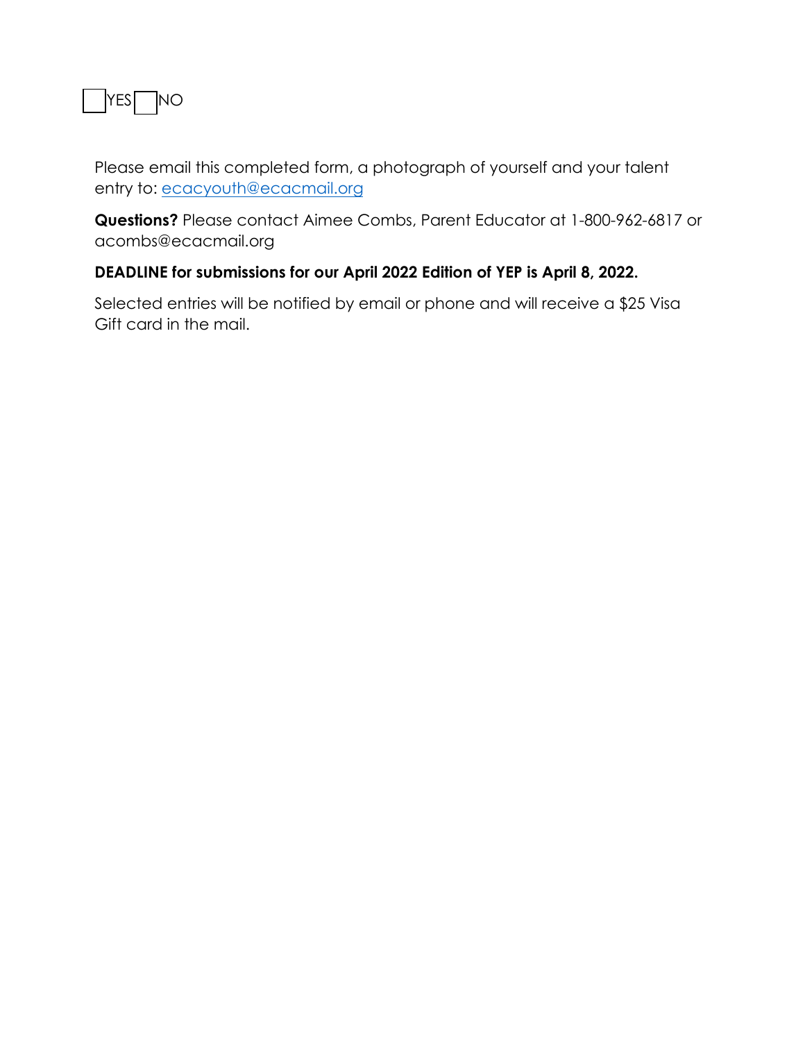☐ YES ☐ NO

Please email this completed form, a photograph of yourself and your talent entry to: ecacyouth@ecacmail.org

**Questions?** Please contact Aimee Combs, Parent Educator at 1-800-962-6817 or acombs@ecacmail.org

**DEADLINE for submissions for our April 2022 Edition of YEP is April 8, 2022.**

Selected entries will be notified by email or phone and will receive a $25 Visa Gift card in the mail.